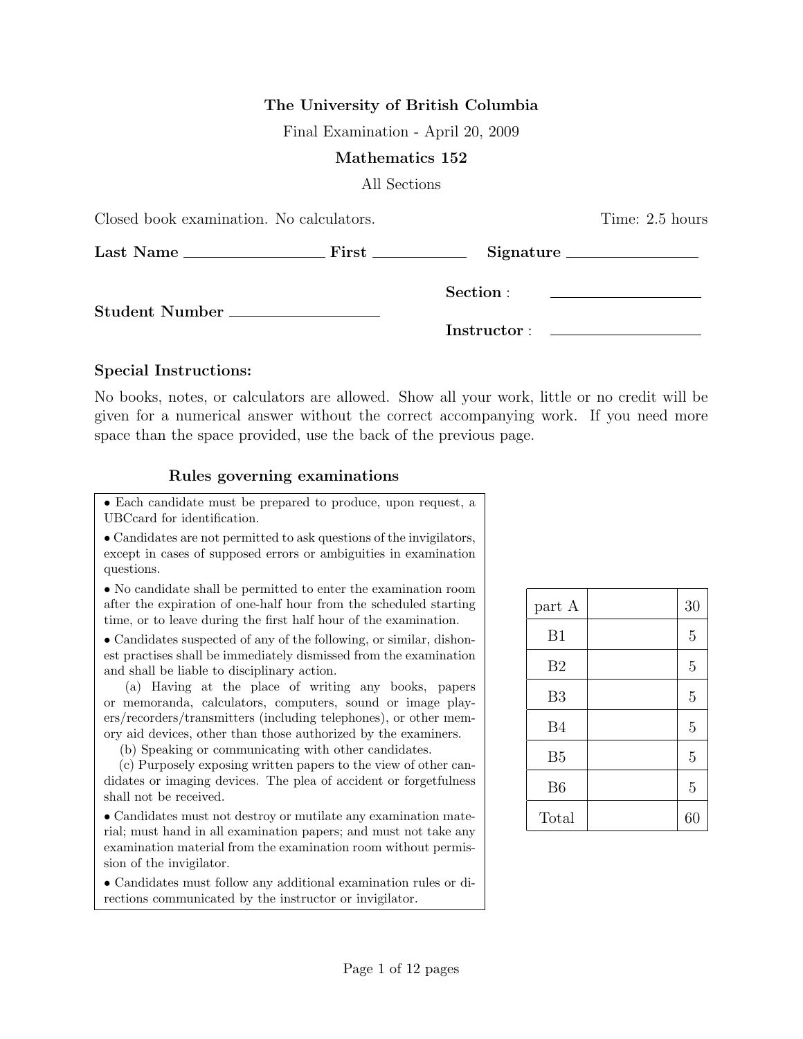**The University of British Columbia**

Final Examination - April 20, 2009

**Mathematics 152**

All Sections

Closed book examination. No calculators. Time: 2.5 hours

**Last Name** ________________ **First** ____________ **Signature** ________________

**Student Number** ________________

**Section** : ________________

**Instructor** : ________________

### Special Instructions:

No books, notes, or calculators are allowed. Show all your work, little or no credit will be given for a numerical answer without the correct accompanying work. If you need more space than the space provided, use the back of the previous page.

#### Rules governing examinations

- Each candidate must be prepared to produce, upon request, a UBCcard for identification.
- Candidates are not permitted to ask questions of the invigilators, except in cases of supposed errors or ambiguities in examination questions.
- No candidate shall be permitted to enter the examination room after the expiration of one-half hour from the scheduled starting time, or to leave during the first half hour of the examination.
- Candidates suspected of any of the following, or similar, dishonest practises shall be immediately dismissed from the examination and shall be liable to disciplinary action.

  (a) Having at the place of writing any books, papers or memoranda, calculators, computers, sound or image players/recorders/transmitters (including telephones), or other memory aid devices, other than those authorized by the examiners.

  (b) Speaking or communicating with other candidates.

  (c) Purposely exposing written papers to the view of other candidates or imaging devices. The plea of accident or forgetfulness shall not be received.
- Candidates must not destroy or mutilate any examination material; must hand in all examination papers; and must not take any examination material from the examination room without permission of the invigilator.
- Candidates must follow any additional examination rules or directions communicated by the instructor or invigilator.

| | | |
|---|---|---|
| part A | | 30 |
| B1 | | 5 |
| B2 | | 5 |
| B3 | | 5 |
| B4 | | 5 |
| B5 | | 5 |
| B6 | | 5 |
| Total | | 60 |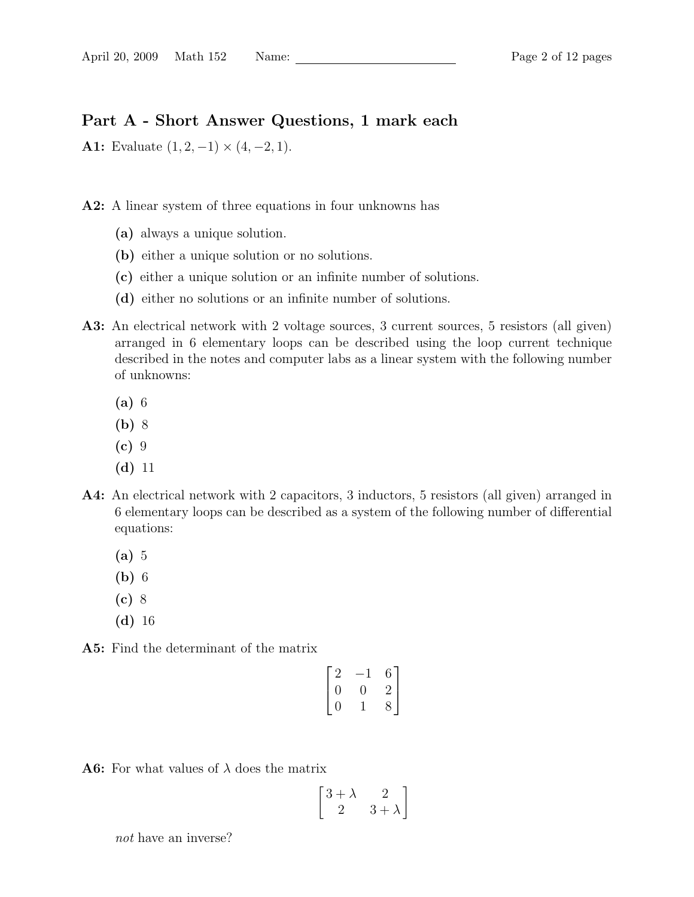## Part A - Short Answer Questions, 1 mark each

**A1:** Evaluate $(1, 2, -1) \times (4, -2, 1)$.

**A2:** A linear system of three equations in four unknowns has

- **(a)** always a unique solution.
- **(b)** either a unique solution or no solutions.
- **(c)** either a unique solution or an infinite number of solutions.
- **(d)** either no solutions or an infinite number of solutions.

**A3:** An electrical network with 2 voltage sources, 3 current sources, 5 resistors (all given) arranged in 6 elementary loops can be described using the loop current technique described in the notes and computer labs as a linear system with the following number of unknowns:

- **(a)** 6
- **(b)** 8
- **(c)** 9
- **(d)** 11

**A4:** An electrical network with 2 capacitors, 3 inductors, 5 resistors (all given) arranged in 6 elementary loops can be described as a system of the following number of differential equations:

- **(a)** 5
- **(b)** 6
- **(c)** 8
- **(d)** 16

**A5:** Find the determinant of the matrix

$$\begin{bmatrix} 2 & -1 & 6 \\ 0 & 0 & 2 \\ 0 & 1 & 8 \end{bmatrix}$$

**A6:** For what values of $\lambda$ does the matrix

$$\begin{bmatrix} 3+\lambda & 2 \\ 2 & 3+\lambda \end{bmatrix}$$

*not* have an inverse?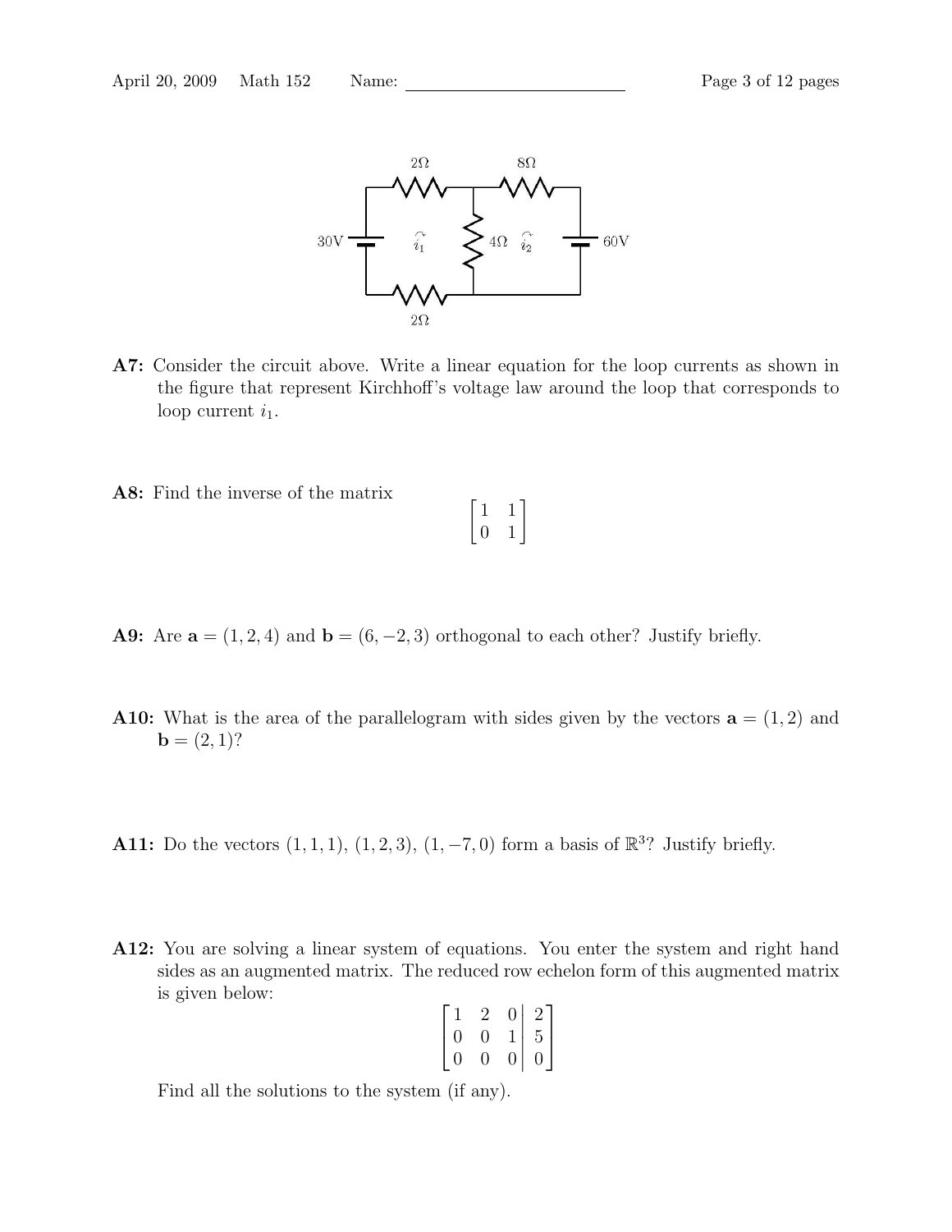**A7:** Consider the circuit above. Write a linear equation for the loop currents as shown in the figure that represent Kirchhoff's voltage law around the loop that corresponds to loop current $i_1$.

**A8:** Find the inverse of the matrix

$$\begin{bmatrix} 1 & 1 \\ 0 & 1 \end{bmatrix}$$

**A9:** Are $\mathbf{a} = (1, 2, 4)$ and $\mathbf{b} = (6, -2, 3)$ orthogonal to each other? Justify briefly.

**A10:** What is the area of the parallelogram with sides given by the vectors $\mathbf{a} = (1, 2)$ and $\mathbf{b} = (2, 1)$?

**A11:** Do the vectors $(1, 1, 1)$, $(1, 2, 3)$, $(1, -7, 0)$ form a basis of $\mathbb{R}^3$? Justify briefly.

**A12:** You are solving a linear system of equations. You enter the system and right hand sides as an augmented matrix. The reduced row echelon form of this augmented matrix is given below:

$$\left[\begin{array}{ccc|c} 1 & 2 & 0 & 2 \\ 0 & 0 & 1 & 5 \\ 0 & 0 & 0 & 0 \end{array}\right]$$

Find all the solutions to the system (if any).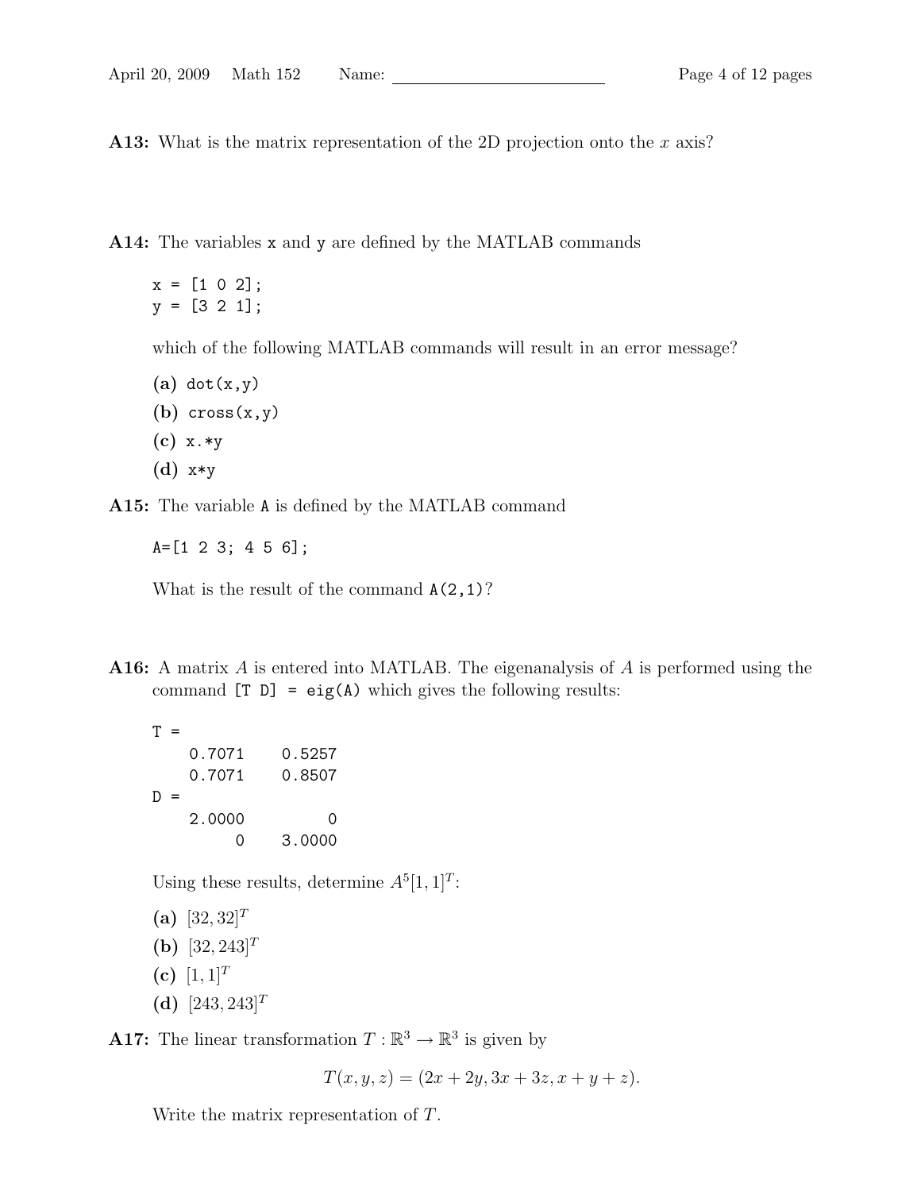**A13:** What is the matrix representation of the 2D projection onto the $x$ axis?

**A14:** The variables `x` and `y` are defined by the MATLAB commands

```
x = [1 0 2];
y = [3 2 1];
```

which of the following MATLAB commands will result in an error message?

- **(a)** `dot(x,y)`
- **(b)** `cross(x,y)`
- **(c)** `x.*y`
- **(d)** `x*y`

**A15:** The variable `A` is defined by the MATLAB command

```
A=[1 2 3; 4 5 6];
```

What is the result of the command `A(2,1)`?

**A16:** A matrix $A$ is entered into MATLAB. The eigenanalysis of $A$ is performed using the command `[T D] = eig(A)` which gives the following results:

```
T =
    0.7071    0.5257
    0.7071    0.8507
D =
    2.0000         0
         0    3.0000
```

Using these results, determine $A^5[1,1]^T$:

- **(a)** $[32, 32]^T$
- **(b)** $[32, 243]^T$
- **(c)** $[1, 1]^T$
- **(d)** $[243, 243]^T$

**A17:** The linear transformation $T : \mathbb{R}^3 \to \mathbb{R}^3$ is given by

$$T(x, y, z) = (2x + 2y, 3x + 3z, x + y + z).$$

Write the matrix representation of $T$.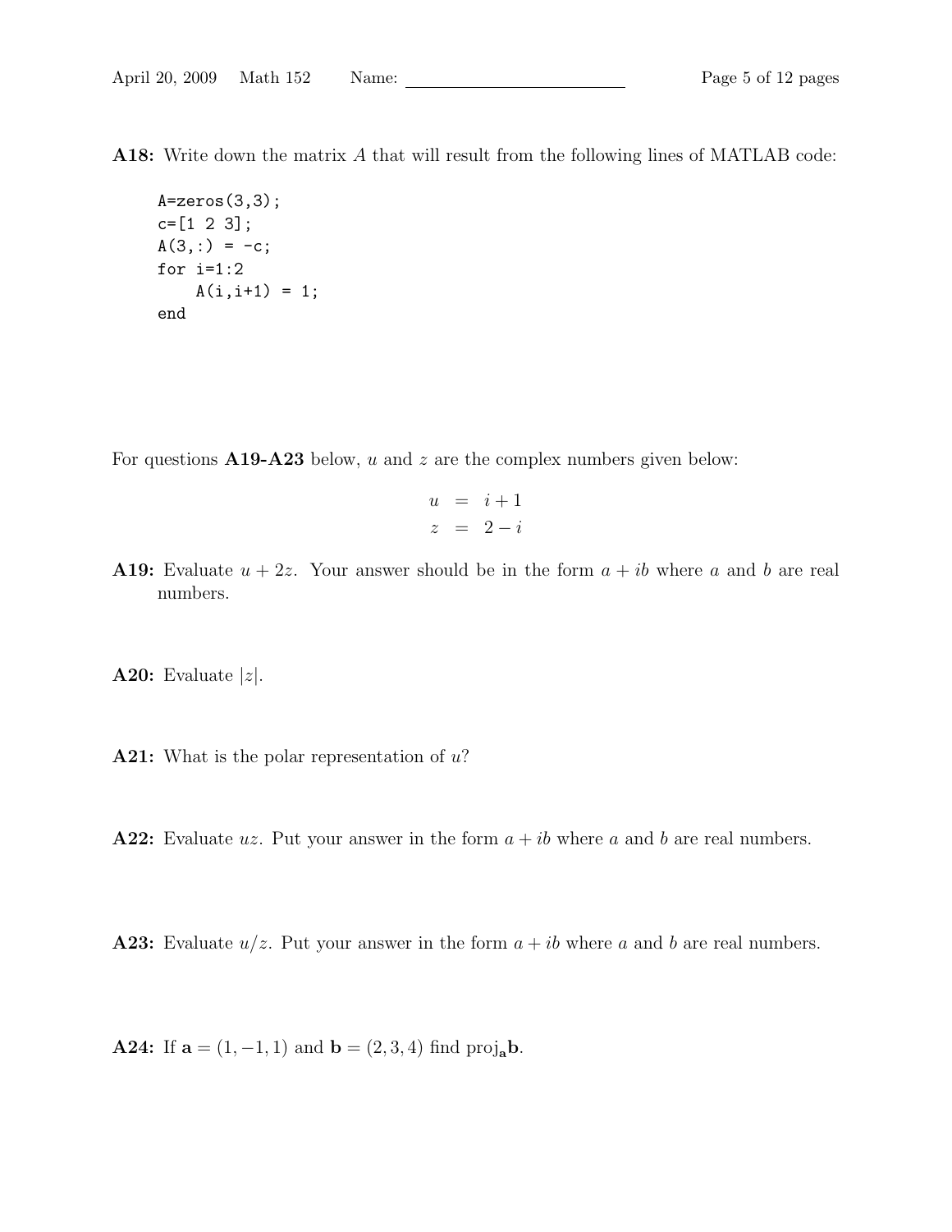**A18:** Write down the matrix $A$ that will result from the following lines of MATLAB code:

```
A=zeros(3,3);
c=[1 2 3];
A(3,:) = -c;
for i=1:2
    A(i,i+1) = 1;
end
```

For questions **A19-A23** below, $u$ and $z$ are the complex numbers given below:

$$
\begin{aligned}
u &= i+1 \\
z &= 2-i
\end{aligned}
$$

**A19:** Evaluate $u + 2z$. Your answer should be in the form $a + ib$ where $a$ and $b$ are real numbers.

**A20:** Evaluate $|z|$.

**A21:** What is the polar representation of $u$?

**A22:** Evaluate $uz$. Put your answer in the form $a + ib$ where $a$ and $b$ are real numbers.

**A23:** Evaluate $u/z$. Put your answer in the form $a + ib$ where $a$ and $b$ are real numbers.

**A24:** If $\mathbf{a} = (1, -1, 1)$ and $\mathbf{b} = (2, 3, 4)$ find $\text{proj}_{\mathbf{a}}\mathbf{b}$.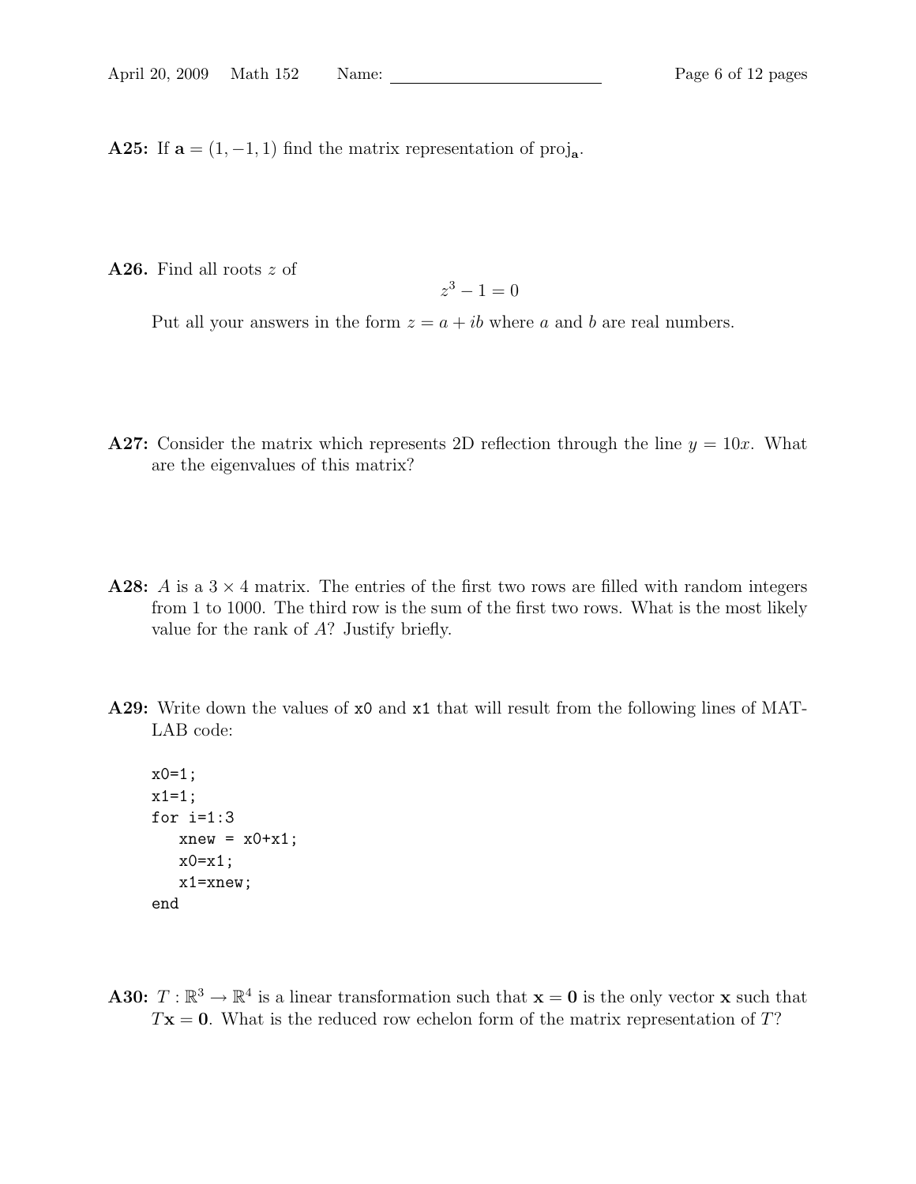**A25:** If $\mathbf{a} = (1, -1, 1)$ find the matrix representation of $\text{proj}_{\mathbf{a}}$.

**A26.** Find all roots $z$ of

$$z^3 - 1 = 0$$

Put all your answers in the form $z = a + ib$ where $a$ and $b$ are real numbers.

**A27:** Consider the matrix which represents 2D reflection through the line $y = 10x$. What are the eigenvalues of this matrix?

**A28:** $A$ is a $3 \times 4$ matrix. The entries of the first two rows are filled with random integers from 1 to 1000. The third row is the sum of the first two rows. What is the most likely value for the rank of $A$? Justify briefly.

**A29:** Write down the values of `x0` and `x1` that will result from the following lines of MATLAB code:

```
x0=1;
x1=1;
for i=1:3
   xnew = x0+x1;
   x0=x1;
   x1=xnew;
end
```

**A30:** $T : \mathbb{R}^3 \to \mathbb{R}^4$ is a linear transformation such that $\mathbf{x} = \mathbf{0}$ is the only vector $\mathbf{x}$ such that $T\mathbf{x} = \mathbf{0}$. What is the reduced row echelon form of the matrix representation of $T$?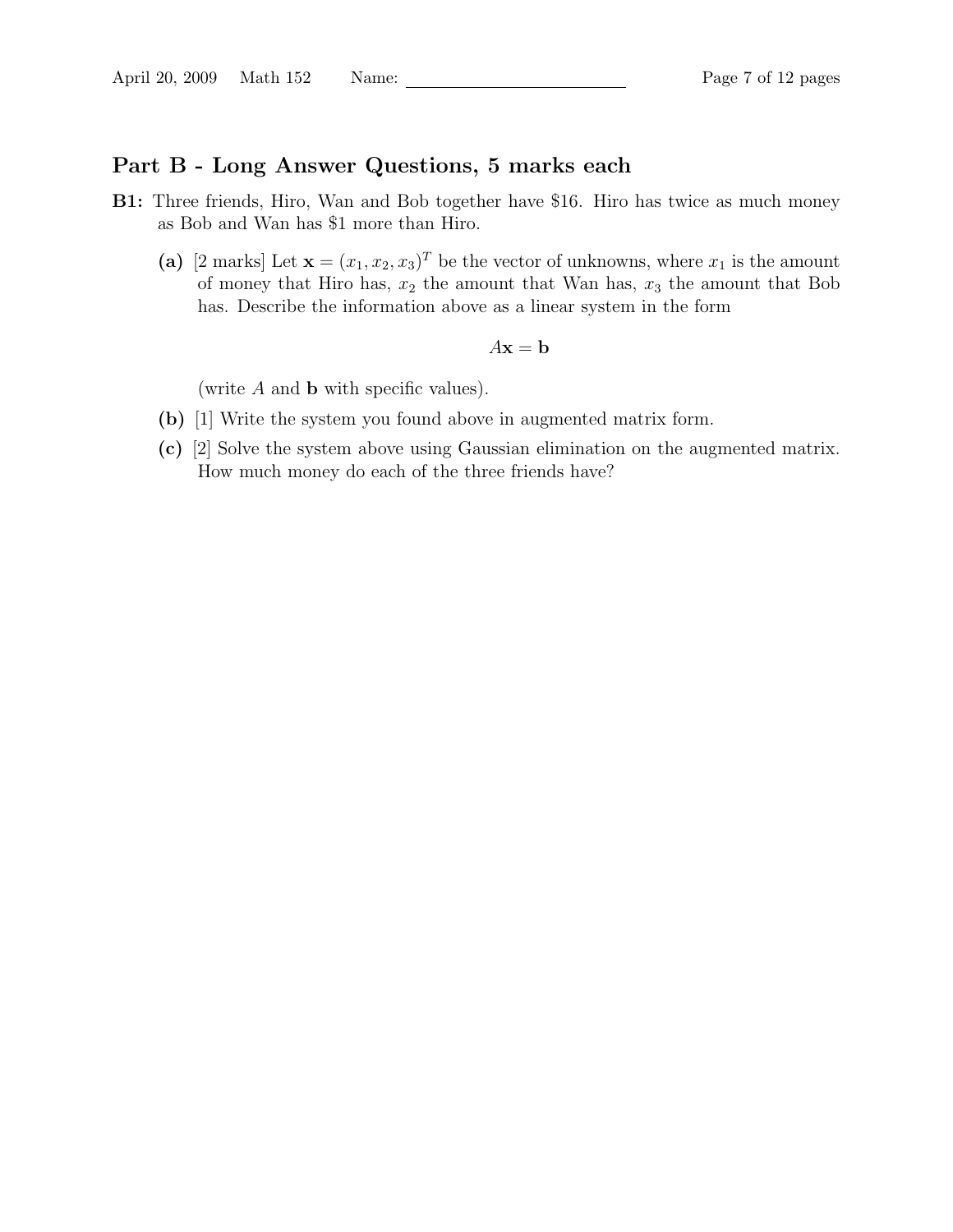## Part B - Long Answer Questions, 5 marks each

**B1:** Three friends, Hiro, Wan and Bob together have $16. Hiro has twice as much money as Bob and Wan has $1 more than Hiro.

**(a)** [2 marks] Let $\mathbf{x} = (x_1, x_2, x_3)^T$ be the vector of unknowns, where $x_1$ is the amount of money that Hiro has, $x_2$ the amount that Wan has, $x_3$ the amount that Bob has. Describe the information above as a linear system in the form

$$A\mathbf{x} = \mathbf{b}$$

(write $A$ and $\mathbf{b}$ with specific values).

**(b)** [1] Write the system you found above in augmented matrix form.

**(c)** [2] Solve the system above using Gaussian elimination on the augmented matrix. How much money do each of the three friends have?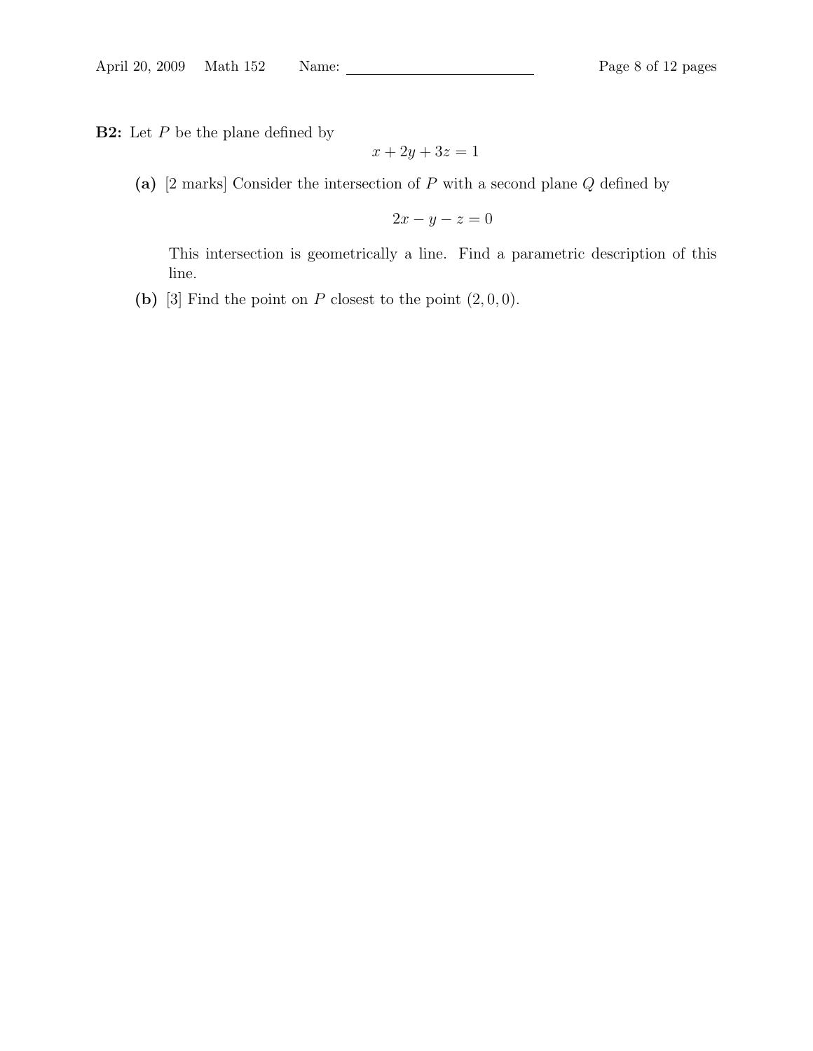**B2:** Let $P$ be the plane defined by

$$x + 2y + 3z = 1$$

**(a)** [2 marks] Consider the intersection of $P$ with a second plane $Q$ defined by

$$2x - y - z = 0$$

This intersection is geometrically a line. Find a parametric description of this line.

**(b)** [3] Find the point on $P$ closest to the point $(2, 0, 0)$.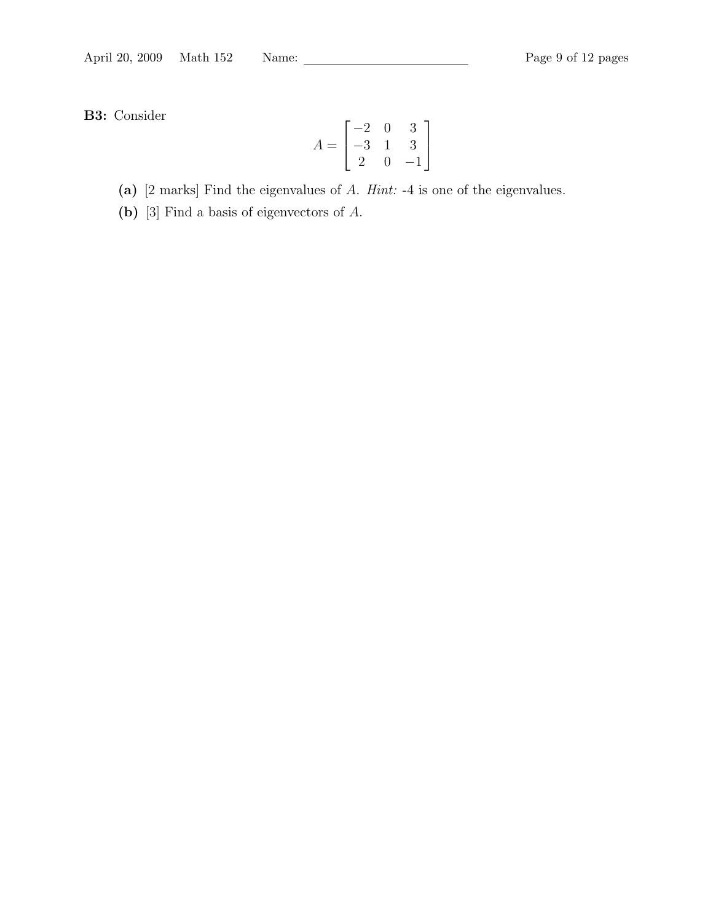**B3:** Consider

$$A = \begin{bmatrix} -2 & 0 & 3 \\ -3 & 1 & 3 \\ 2 & 0 & -1 \end{bmatrix}$$

**(a)** [2 marks] Find the eigenvalues of $A$. *Hint:* -4 is one of the eigenvalues.

**(b)** [3] Find a basis of eigenvectors of $A$.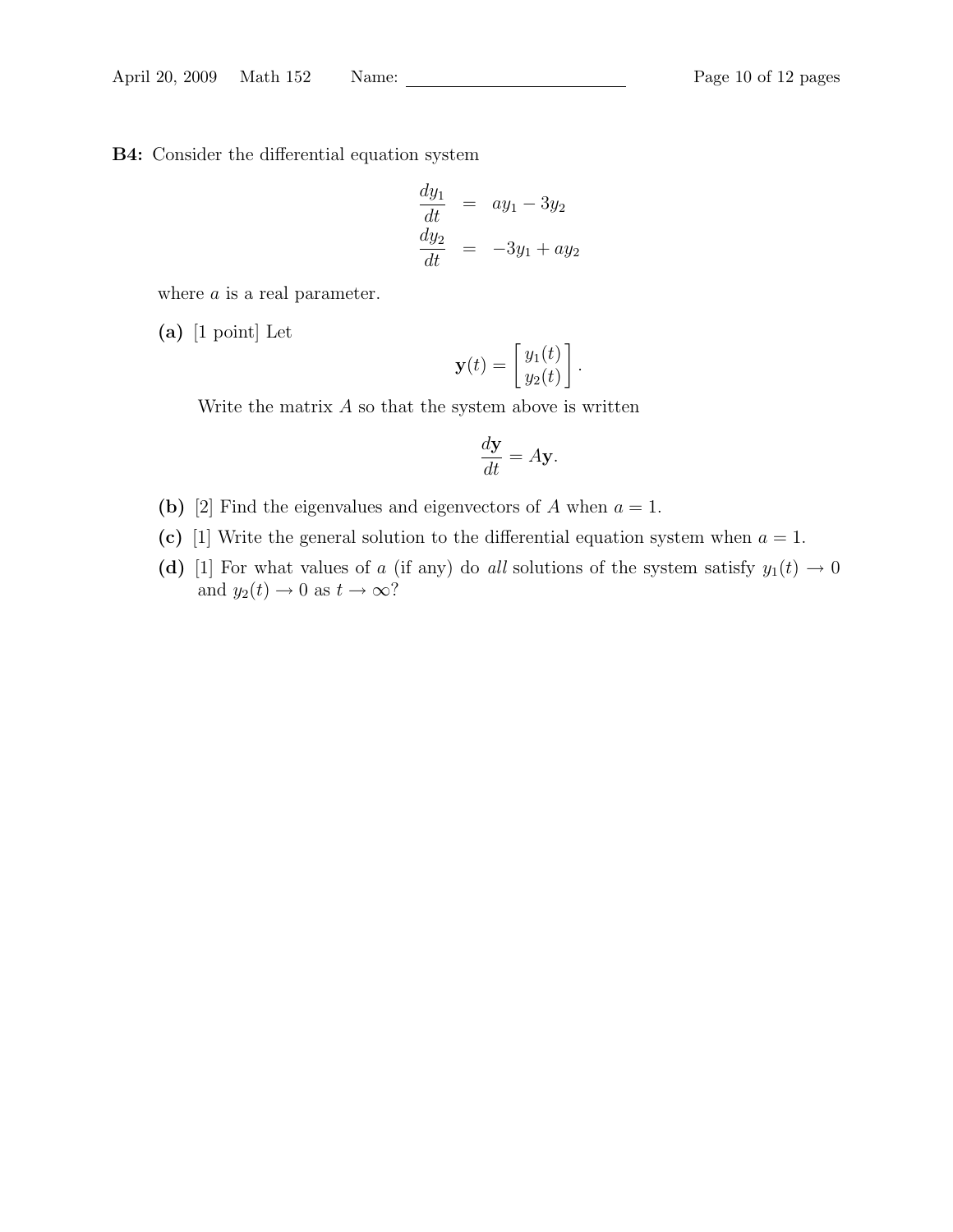**B4:** Consider the differential equation system

$$\begin{aligned} \frac{dy_1}{dt} &= ay_1 - 3y_2 \\ \frac{dy_2}{dt} &= -3y_1 + ay_2 \end{aligned}$$

where $a$ is a real parameter.

**(a)** [1 point] Let

$$\mathbf{y}(t) = \begin{bmatrix} y_1(t) \\ y_2(t) \end{bmatrix}.$$

Write the matrix $A$ so that the system above is written

$$\frac{d\mathbf{y}}{dt} = A\mathbf{y}.$$

**(b)** [2] Find the eigenvalues and eigenvectors of $A$ when $a = 1$.

**(c)** [1] Write the general solution to the differential equation system when $a = 1$.

**(d)** [1] For what values of $a$ (if any) do *all* solutions of the system satisfy $y_1(t) \to 0$ and $y_2(t) \to 0$ as $t \to \infty$?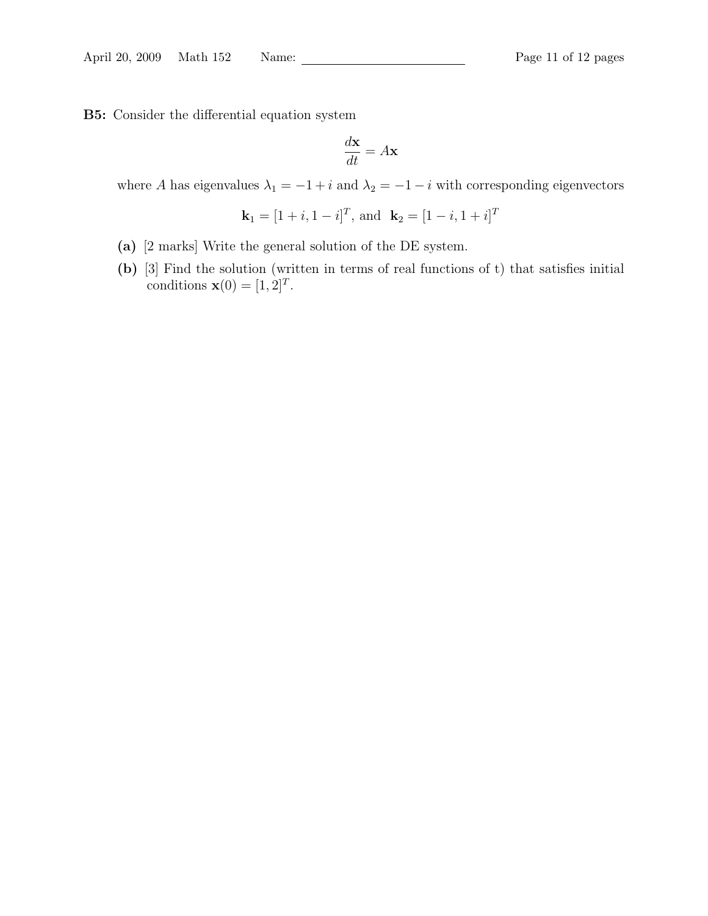**B5:** Consider the differential equation system

$$\frac{d\mathbf{x}}{dt} = A\mathbf{x}$$

where $A$ has eigenvalues $\lambda_1 = -1 + i$ and $\lambda_2 = -1 - i$ with corresponding eigenvectors

$$\mathbf{k}_1 = [1 + i, 1 - i]^T, \text{ and } \mathbf{k}_2 = [1 - i, 1 + i]^T$$

**(a)** [2 marks] Write the general solution of the DE system.

**(b)** [3] Find the solution (written in terms of real functions of t) that satisfies initial conditions $\mathbf{x}(0) = [1, 2]^T$.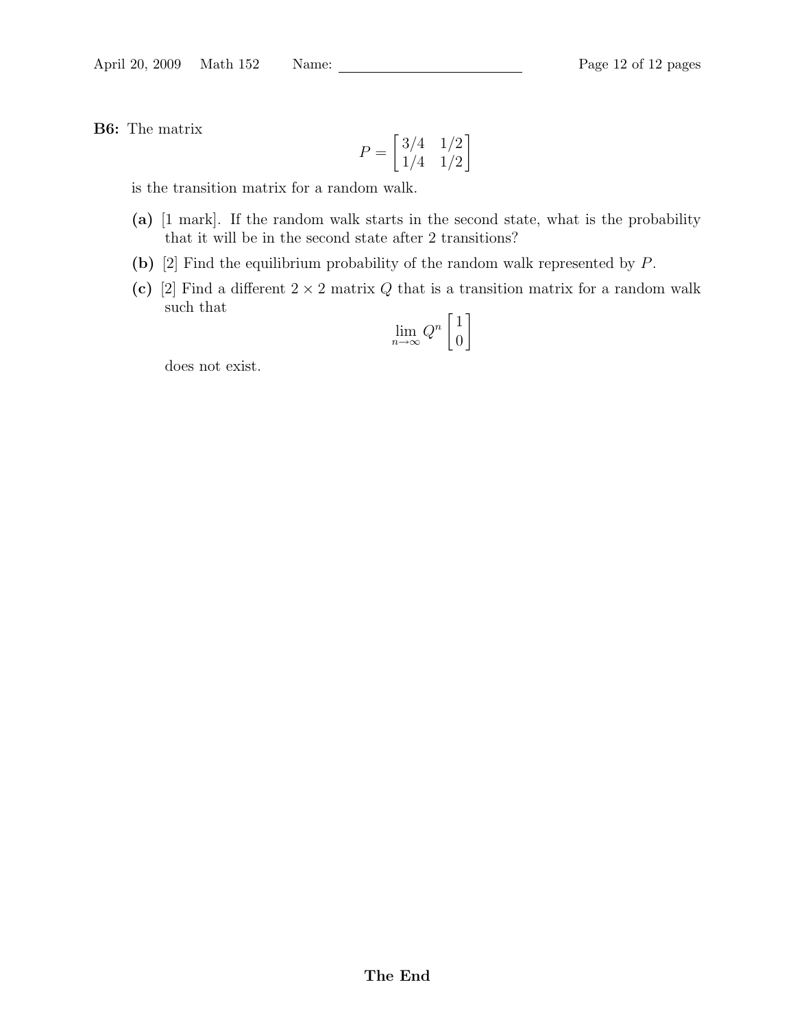**B6:** The matrix

$$P = \begin{bmatrix} 3/4 & 1/2 \\ 1/4 & 1/2 \end{bmatrix}$$

is the transition matrix for a random walk.

**(a)** [1 mark]. If the random walk starts in the second state, what is the probability that it will be in the second state after 2 transitions?

**(b)** [2] Find the equilibrium probability of the random walk represented by $P$.

**(c)** [2] Find a different $2 \times 2$ matrix $Q$ that is a transition matrix for a random walk such that

$$\lim_{n \to \infty} Q^n \begin{bmatrix} 1 \\ 0 \end{bmatrix}$$

does not exist.

**The End**